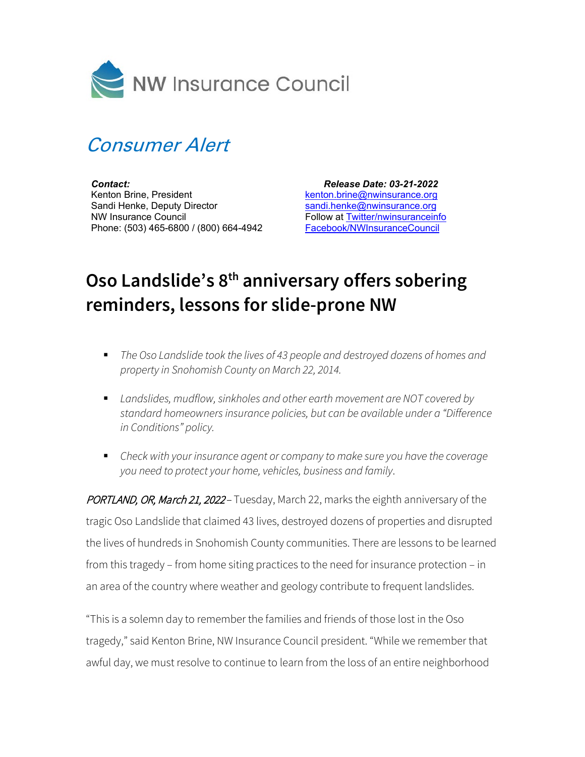NW Insurance Council

*Consumer Alert*

***Contact:***
Kenton Brine, President
Sandi Henke, Deputy Director
NW Insurance Council
Phone: (503) 465-6800 / (800) 664-4942

***Release Date: 03-21-2022***
kenton.brine@nwinsurance.org
sandi.henke@nwinsurance.org
Follow at Twitter/nwinsuranceinfo
Facebook/NWInsuranceCouncil

# Oso Landslide's 8th anniversary offers sobering reminders, lessons for slide-prone NW

- *The Oso Landslide took the lives of 43 people and destroyed dozens of homes and property in Snohomish County on March 22, 2014.*
- *Landslides, mudflow, sinkholes and other earth movement are NOT covered by standard homeowners insurance policies, but can be available under a "Difference in Conditions" policy.*
- *Check with your insurance agent or company to make sure you have the coverage you need to protect your home, vehicles, business and family.*

*PORTLAND, OR, March 21, 2022* – Tuesday, March 22, marks the eighth anniversary of the tragic Oso Landslide that claimed 43 lives, destroyed dozens of properties and disrupted the lives of hundreds in Snohomish County communities. There are lessons to be learned from this tragedy – from home siting practices to the need for insurance protection – in an area of the country where weather and geology contribute to frequent landslides.

"This is a solemn day to remember the families and friends of those lost in the Oso tragedy," said Kenton Brine, NW Insurance Council president. "While we remember that awful day, we must resolve to continue to learn from the loss of an entire neighborhood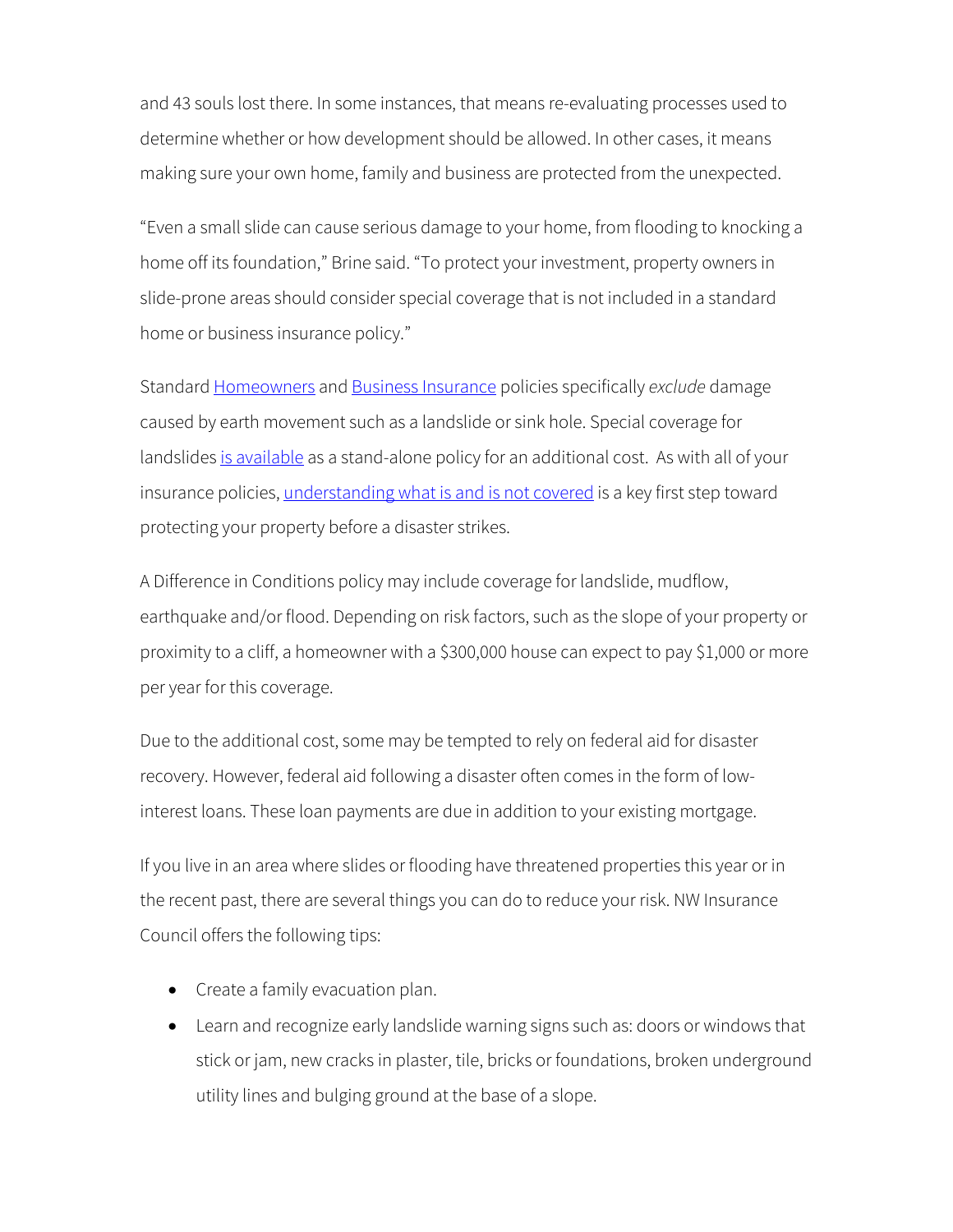and 43 souls lost there. In some instances, that means re-evaluating processes used to determine whether or how development should be allowed. In other cases, it means making sure your own home, family and business are protected from the unexpected.

"Even a small slide can cause serious damage to your home, from flooding to knocking a home off its foundation," Brine said. "To protect your investment, property owners in slide-prone areas should consider special coverage that is not included in a standard home or business insurance policy."

Standard Homeowners and Business Insurance policies specifically *exclude* damage caused by earth movement such as a landslide or sink hole. Special coverage for landslides is available as a stand-alone policy for an additional cost. As with all of your insurance policies, understanding what is and is not covered is a key first step toward protecting your property before a disaster strikes.

A Difference in Conditions policy may include coverage for landslide, mudflow, earthquake and/or flood. Depending on risk factors, such as the slope of your property or proximity to a cliff, a homeowner with a $300,000 house can expect to pay $1,000 or more per year for this coverage.

Due to the additional cost, some may be tempted to rely on federal aid for disaster recovery. However, federal aid following a disaster often comes in the form of low-interest loans. These loan payments are due in addition to your existing mortgage.

If you live in an area where slides or flooding have threatened properties this year or in the recent past, there are several things you can do to reduce your risk. NW Insurance Council offers the following tips:

- Create a family evacuation plan.
- Learn and recognize early landslide warning signs such as: doors or windows that stick or jam, new cracks in plaster, tile, bricks or foundations, broken underground utility lines and bulging ground at the base of a slope.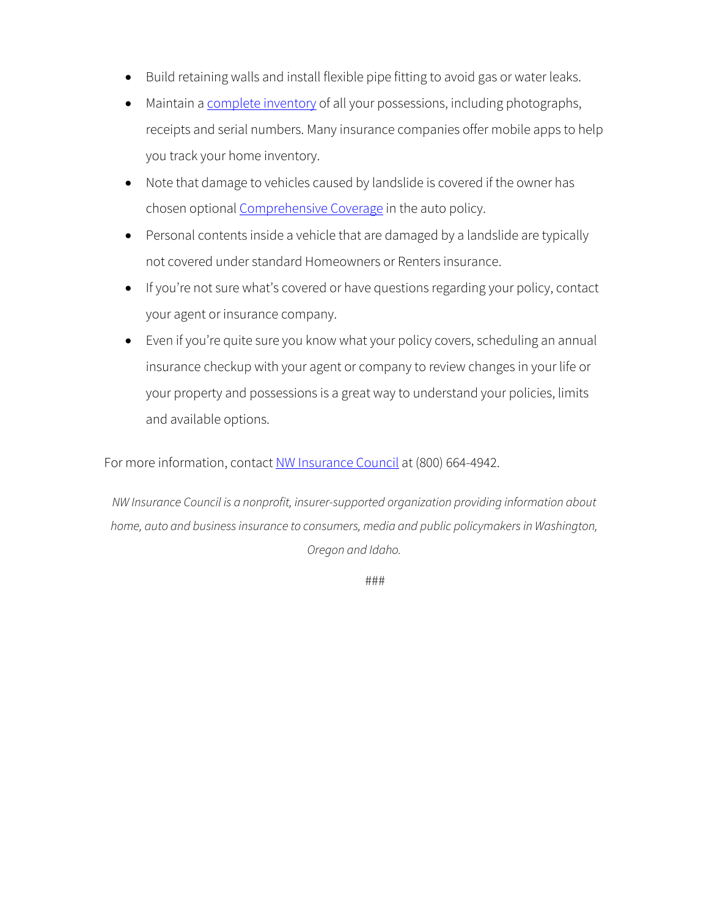- Build retaining walls and install flexible pipe fitting to avoid gas or water leaks.
- Maintain a complete inventory of all your possessions, including photographs, receipts and serial numbers. Many insurance companies offer mobile apps to help you track your home inventory.
- Note that damage to vehicles caused by landslide is covered if the owner has chosen optional Comprehensive Coverage in the auto policy.
- Personal contents inside a vehicle that are damaged by a landslide are typically not covered under standard Homeowners or Renters insurance.
- If you're not sure what's covered or have questions regarding your policy, contact your agent or insurance company.
- Even if you're quite sure you know what your policy covers, scheduling an annual insurance checkup with your agent or company to review changes in your life or your property and possessions is a great way to understand your policies, limits and available options.

For more information, contact NW Insurance Council at (800) 664-4942.

*NW Insurance Council is a nonprofit, insurer-supported organization providing information about home, auto and business insurance to consumers, media and public policymakers in Washington, Oregon and Idaho.*

###